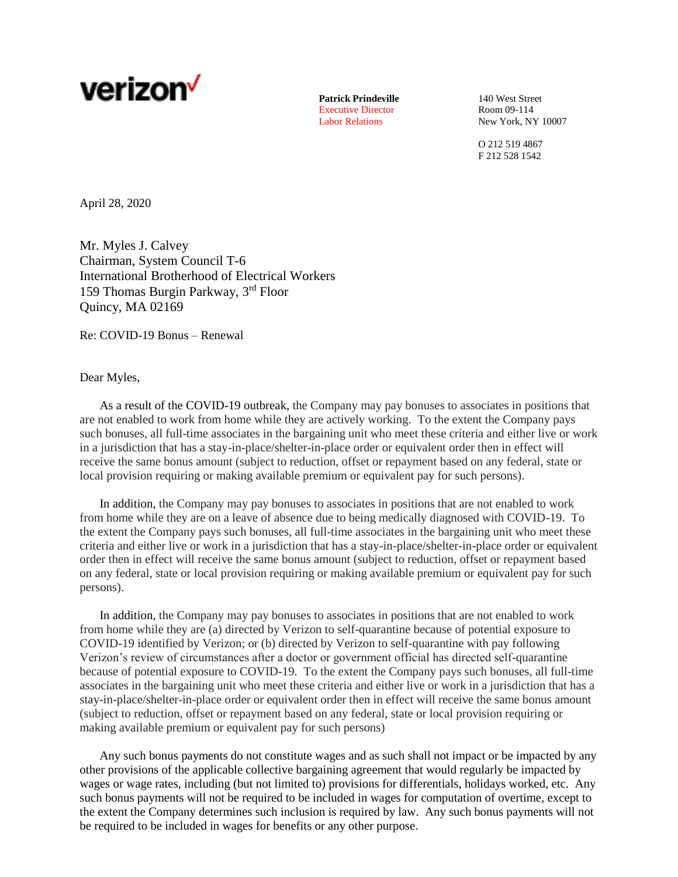verizon

**Patrick Prindeville**
Executive Director
Labor Relations

140 West Street
Room 09-114
New York, NY 10007

O 212 519 4867
F 212 528 1542

April 28, 2020

Mr. Myles J. Calvey
Chairman, System Council T-6
International Brotherhood of Electrical Workers
159 Thomas Burgin Parkway, 3rd Floor
Quincy, MA 02169

Re: COVID-19 Bonus – Renewal

Dear Myles,

As a result of the COVID-19 outbreak, the Company may pay bonuses to associates in positions that are not enabled to work from home while they are actively working. To the extent the Company pays such bonuses, all full-time associates in the bargaining unit who meet these criteria and either live or work in a jurisdiction that has a stay-in-place/shelter-in-place order or equivalent order then in effect will receive the same bonus amount (subject to reduction, offset or repayment based on any federal, state or local provision requiring or making available premium or equivalent pay for such persons).

In addition, the Company may pay bonuses to associates in positions that are not enabled to work from home while they are on a leave of absence due to being medically diagnosed with COVID-19. To the extent the Company pays such bonuses, all full-time associates in the bargaining unit who meet these criteria and either live or work in a jurisdiction that has a stay-in-place/shelter-in-place order or equivalent order then in effect will receive the same bonus amount (subject to reduction, offset or repayment based on any federal, state or local provision requiring or making available premium or equivalent pay for such persons).

In addition, the Company may pay bonuses to associates in positions that are not enabled to work from home while they are (a) directed by Verizon to self-quarantine because of potential exposure to COVID-19 identified by Verizon; or (b) directed by Verizon to self-quarantine with pay following Verizon's review of circumstances after a doctor or government official has directed self-quarantine because of potential exposure to COVID-19. To the extent the Company pays such bonuses, all full-time associates in the bargaining unit who meet these criteria and either live or work in a jurisdiction that has a stay-in-place/shelter-in-place order or equivalent order then in effect will receive the same bonus amount (subject to reduction, offset or repayment based on any federal, state or local provision requiring or making available premium or equivalent pay for such persons)

Any such bonus payments do not constitute wages and as such shall not impact or be impacted by any other provisions of the applicable collective bargaining agreement that would regularly be impacted by wages or wage rates, including (but not limited to) provisions for differentials, holidays worked, etc. Any such bonus payments will not be required to be included in wages for computation of overtime, except to the extent the Company determines such inclusion is required by law. Any such bonus payments will not be required to be included in wages for benefits or any other purpose.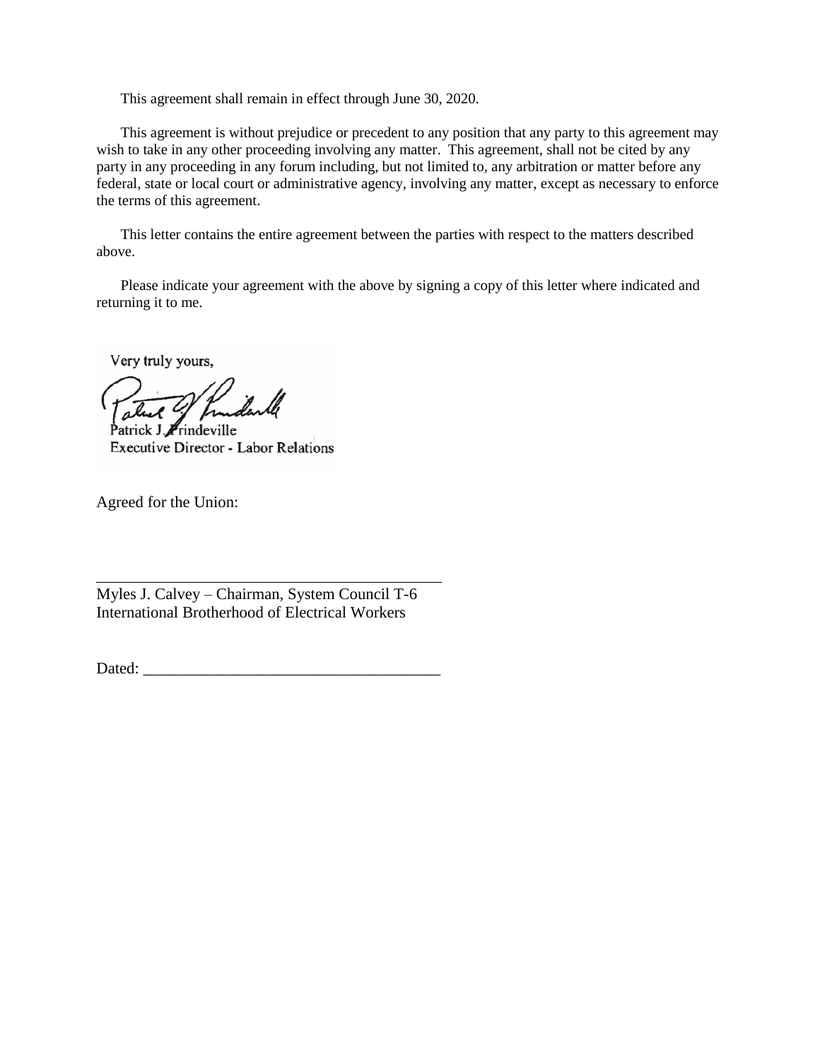This agreement shall remain in effect through June 30, 2020.

This agreement is without prejudice or precedent to any position that any party to this agreement may wish to take in any other proceeding involving any matter. This agreement, shall not be cited by any party in any proceeding in any forum including, but not limited to, any arbitration or matter before any federal, state or local court or administrative agency, involving any matter, except as necessary to enforce the terms of this agreement.

This letter contains the entire agreement between the parties with respect to the matters described above.

Please indicate your agreement with the above by signing a copy of this letter where indicated and returning it to me.

Very truly yours,

Patrick J. Prindeville
Executive Director - Labor Relations

Agreed for the Union:

\_\_\_\_\_\_\_\_\_\_\_\_\_\_\_\_\_\_\_\_\_\_\_\_\_\_\_\_\_\_\_\_\_\_\_\_\_\_\_\_\_\_

Myles J. Calvey – Chairman, System Council T-6
International Brotherhood of Electrical Workers

Dated: \_\_\_\_\_\_\_\_\_\_\_\_\_\_\_\_\_\_\_\_\_\_\_\_\_\_\_\_\_\_\_\_\_\_\_\_